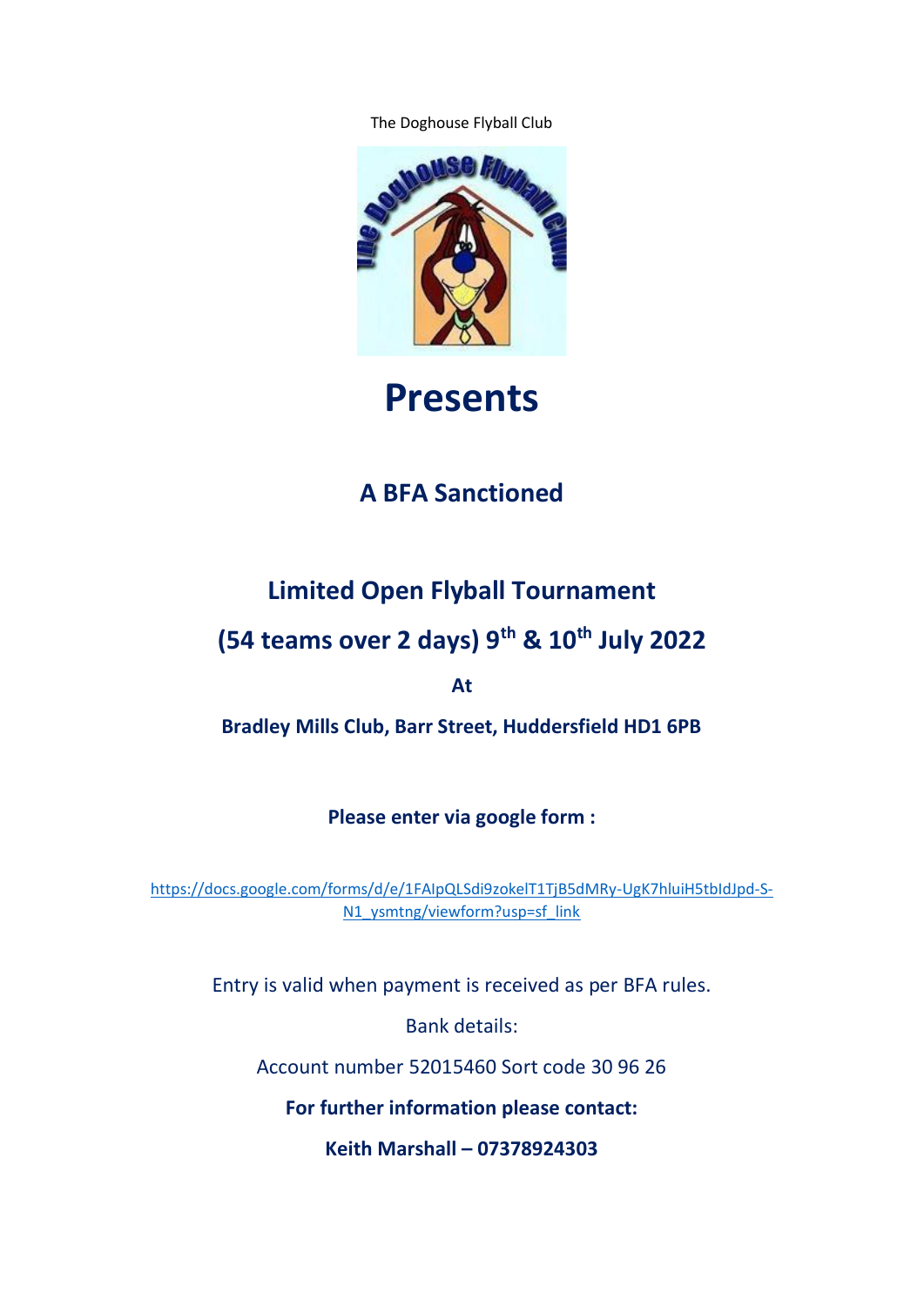The Doghouse Flyball Club

# Presents

## A BFA Sanctioned

## Limited Open Flyball Tournament

## (54 teams over 2 days) 9th & 10th July 2022

**At**

**Bradley Mills Club, Barr Street, Huddersfield HD1 6PB**

**Please enter via google form :**

[https://docs.google.com/forms/d/e/1FAIpQLSdi9zokelT1TjB5dMRy-UgK7hluiH5tbIdJpd-S-N1_ysmtng/viewform?usp=sf_link](https://docs.google.com/forms/d/e/1FAIpQLSdi9zokelT1TjB5dMRy-UgK7hluiH5tbIdJpd-S-N1_ysmtng/viewform?usp=sf_link)

Entry is valid when payment is received as per BFA rules.

Bank details:

Account number 52015460 Sort code 30 96 26

**For further information please contact:**

**Keith Marshall – 07378924303**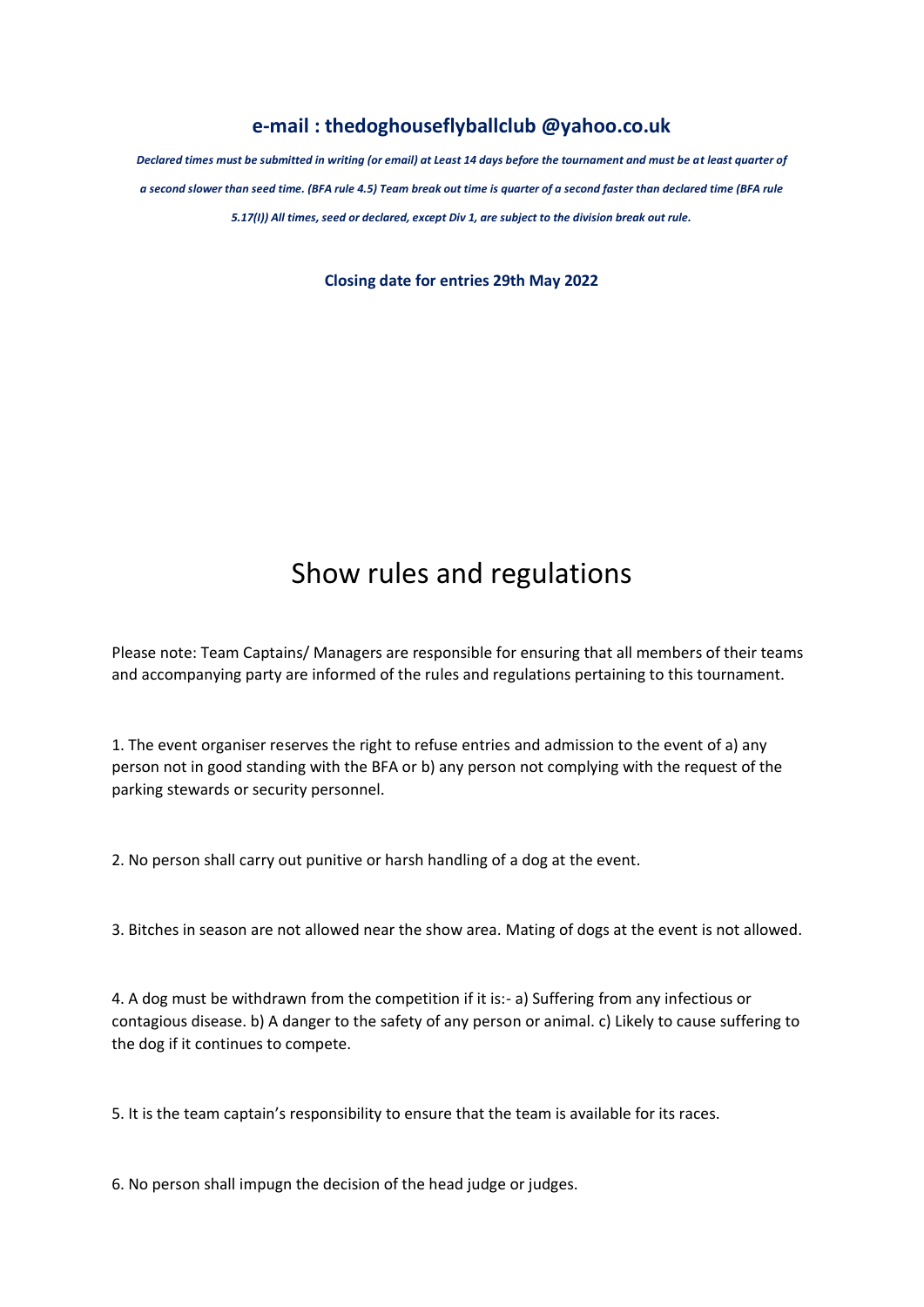**e-mail : thedoghouseflyballclub @yahoo.co.uk**

***Declared times must be submitted in writing (or email) at Least 14 days before the tournament and must be at least quarter of a second slower than seed time. (BFA rule 4.5) Team break out time is quarter of a second faster than declared time (BFA rule 5.17(I)) All times, seed or declared, except Div 1, are subject to the division break out rule.***

**Closing date for entries 29th May 2022**

# Show rules and regulations

Please note: Team Captains/ Managers are responsible for ensuring that all members of their teams and accompanying party are informed of the rules and regulations pertaining to this tournament.

1. The event organiser reserves the right to refuse entries and admission to the event of a) any person not in good standing with the BFA or b) any person not complying with the request of the parking stewards or security personnel.

2. No person shall carry out punitive or harsh handling of a dog at the event.

3. Bitches in season are not allowed near the show area. Mating of dogs at the event is not allowed.

4. A dog must be withdrawn from the competition if it is:- a) Suffering from any infectious or contagious disease. b) A danger to the safety of any person or animal. c) Likely to cause suffering to the dog if it continues to compete.

5. It is the team captain's responsibility to ensure that the team is available for its races.

6. No person shall impugn the decision of the head judge or judges.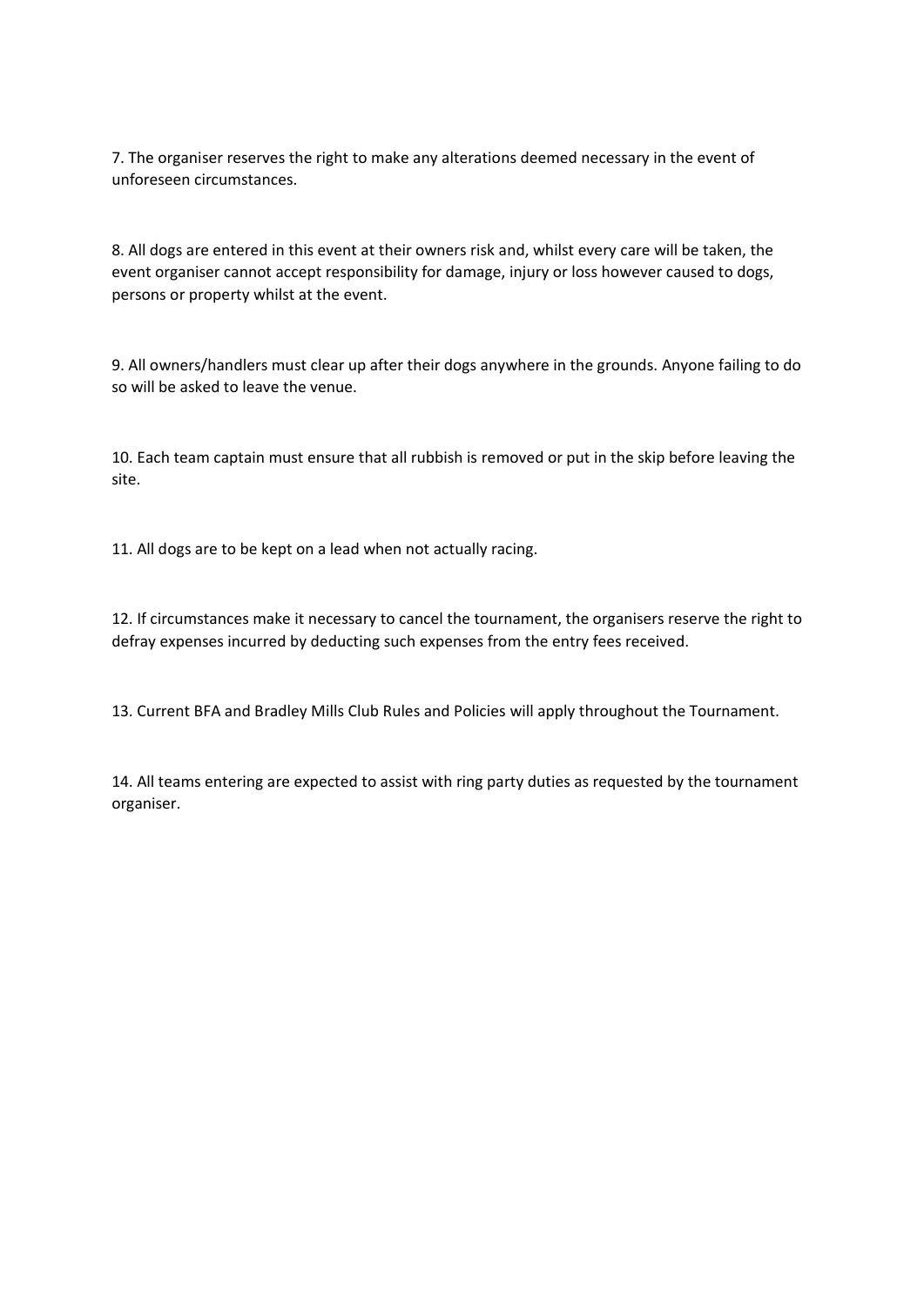7. The organiser reserves the right to make any alterations deemed necessary in the event of unforeseen circumstances.

8. All dogs are entered in this event at their owners risk and, whilst every care will be taken, the event organiser cannot accept responsibility for damage, injury or loss however caused to dogs, persons or property whilst at the event.

9. All owners/handlers must clear up after their dogs anywhere in the grounds. Anyone failing to do so will be asked to leave the venue.

10. Each team captain must ensure that all rubbish is removed or put in the skip before leaving the site.

11. All dogs are to be kept on a lead when not actually racing.

12. If circumstances make it necessary to cancel the tournament, the organisers reserve the right to defray expenses incurred by deducting such expenses from the entry fees received.

13. Current BFA and Bradley Mills Club Rules and Policies will apply throughout the Tournament.

14. All teams entering are expected to assist with ring party duties as requested by the tournament organiser.